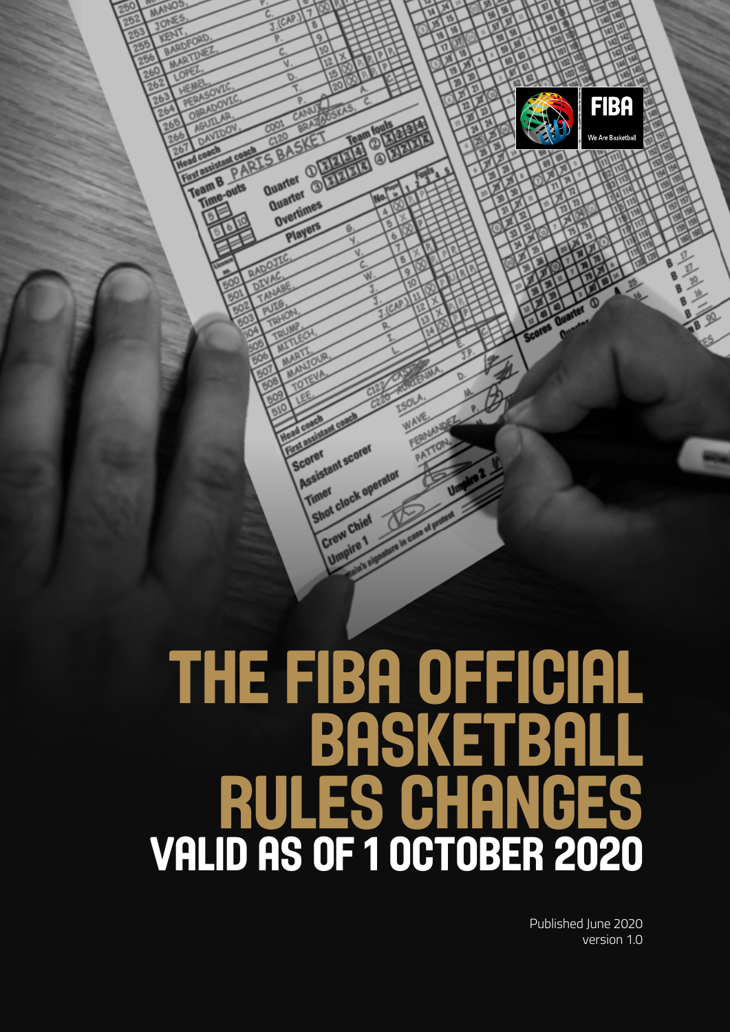# THE FIBA OFFICIAL BASKETBALL RULES CHANGES

## VALID AS OF 1 OCTOBER 2020

Published June 2020
version 1.0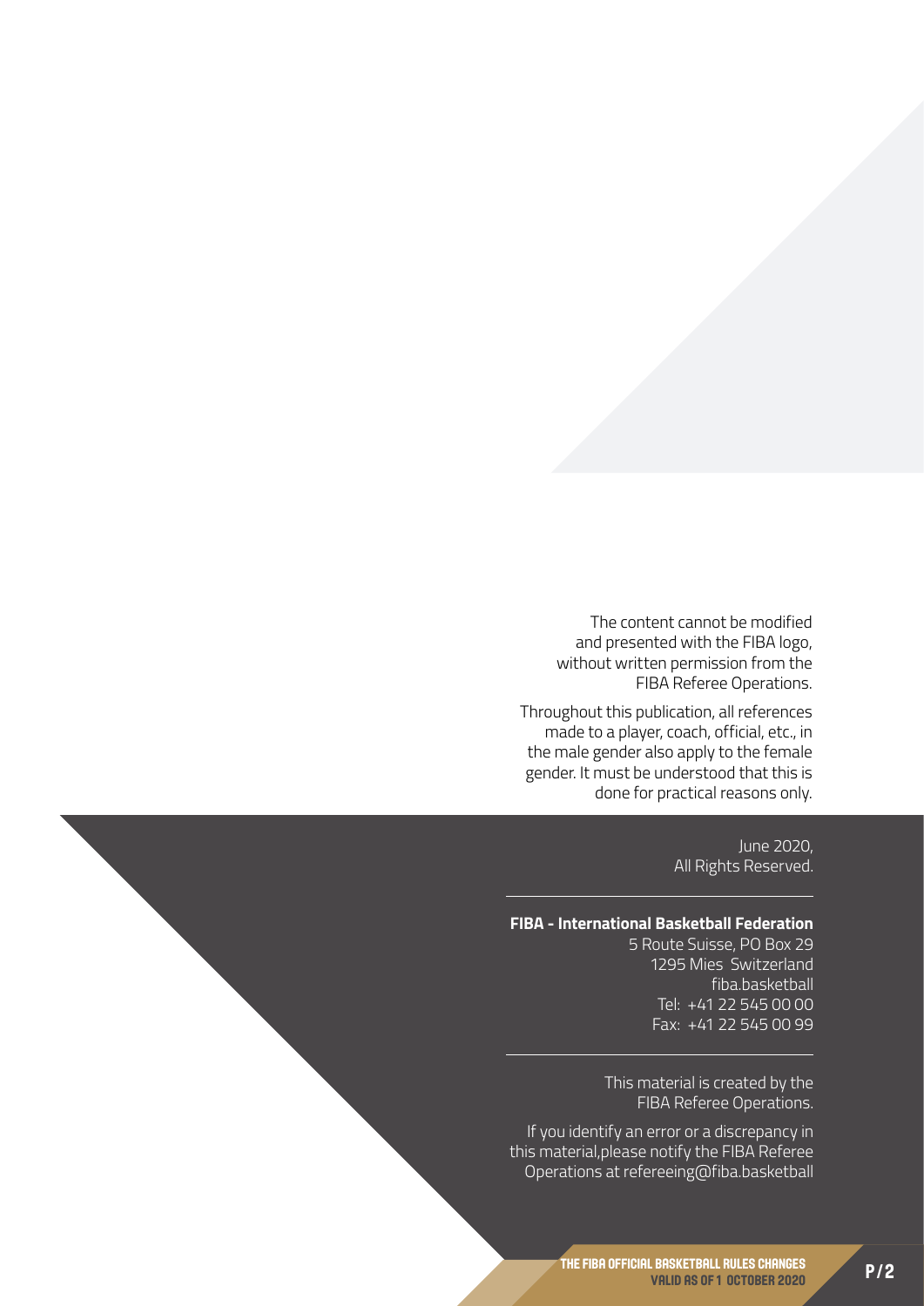The content cannot be modified and presented with the FIBA logo, without written permission from the FIBA Referee Operations.

Throughout this publication, all references made to a player, coach, official, etc., in the male gender also apply to the female gender. It must be understood that this is done for practical reasons only.

June 2020,
All Rights Reserved.

---

**FIBA - International Basketball Federation**
5 Route Suisse, PO Box 29
1295 Mies Switzerland
fiba.basketball
Tel: +41 22 545 00 00
Fax: +41 22 545 00 99

---

This material is created by the FIBA Referee Operations.

If you identify an error or a discrepancy in this material,please notify the FIBA Referee Operations at refereeing@fiba.basketball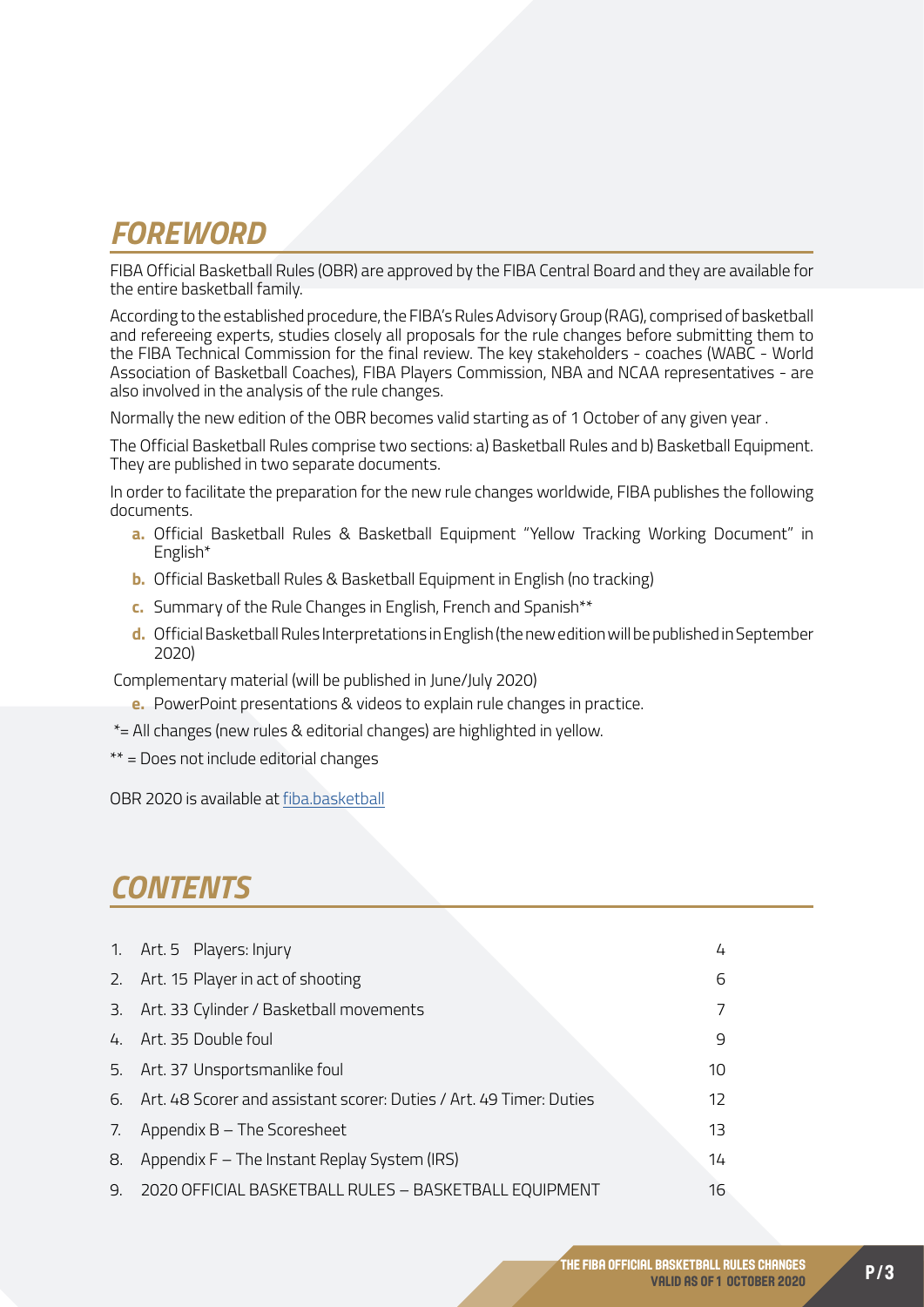# FOREWORD

FIBA Official Basketball Rules (OBR) are approved by the FIBA Central Board and they are available for the entire basketball family.

According to the established procedure, the FIBA's Rules Advisory Group (RAG), comprised of basketball and refereeing experts, studies closely all proposals for the rule changes before submitting them to the FIBA Technical Commission for the final review. The key stakeholders - coaches (WABC - World Association of Basketball Coaches), FIBA Players Commission, NBA and NCAA representatives - are also involved in the analysis of the rule changes.

Normally the new edition of the OBR becomes valid starting as of 1 October of any given year .

The Official Basketball Rules comprise two sections: a) Basketball Rules and b) Basketball Equipment. They are published in two separate documents.

In order to facilitate the preparation for the new rule changes worldwide, FIBA publishes the following documents.

**a.** Official Basketball Rules & Basketball Equipment "Yellow Tracking Working Document" in English*

**b.** Official Basketball Rules & Basketball Equipment in English (no tracking)

**c.** Summary of the Rule Changes in English, French and Spanish**

**d.** Official Basketball Rules Interpretations in English (the new edition will be published in September 2020)

Complementary material (will be published in June/July 2020)

**e.** PowerPoint presentations & videos to explain rule changes in practice.

*= All changes (new rules & editorial changes) are highlighted in yellow.

** = Does not include editorial changes

OBR 2020 is available at fiba.basketball

# CONTENTS

| | | |
|---|---|---|
| 1. | Art. 5 Players: Injury | 4 |
| 2. | Art. 15 Player in act of shooting | 6 |
| 3. | Art. 33 Cylinder / Basketball movements | 7 |
| 4. | Art. 35 Double foul | 9 |
| 5. | Art. 37 Unsportsmanlike foul | 10 |
| 6. | Art. 48 Scorer and assistant scorer: Duties / Art. 49 Timer: Duties | 12 |
| 7. | Appendix B – The Scoresheet | 13 |
| 8. | Appendix F – The Instant Replay System (IRS) | 14 |
| 9. | 2020 OFFICIAL BASKETBALL RULES – BASKETBALL EQUIPMENT | 16 |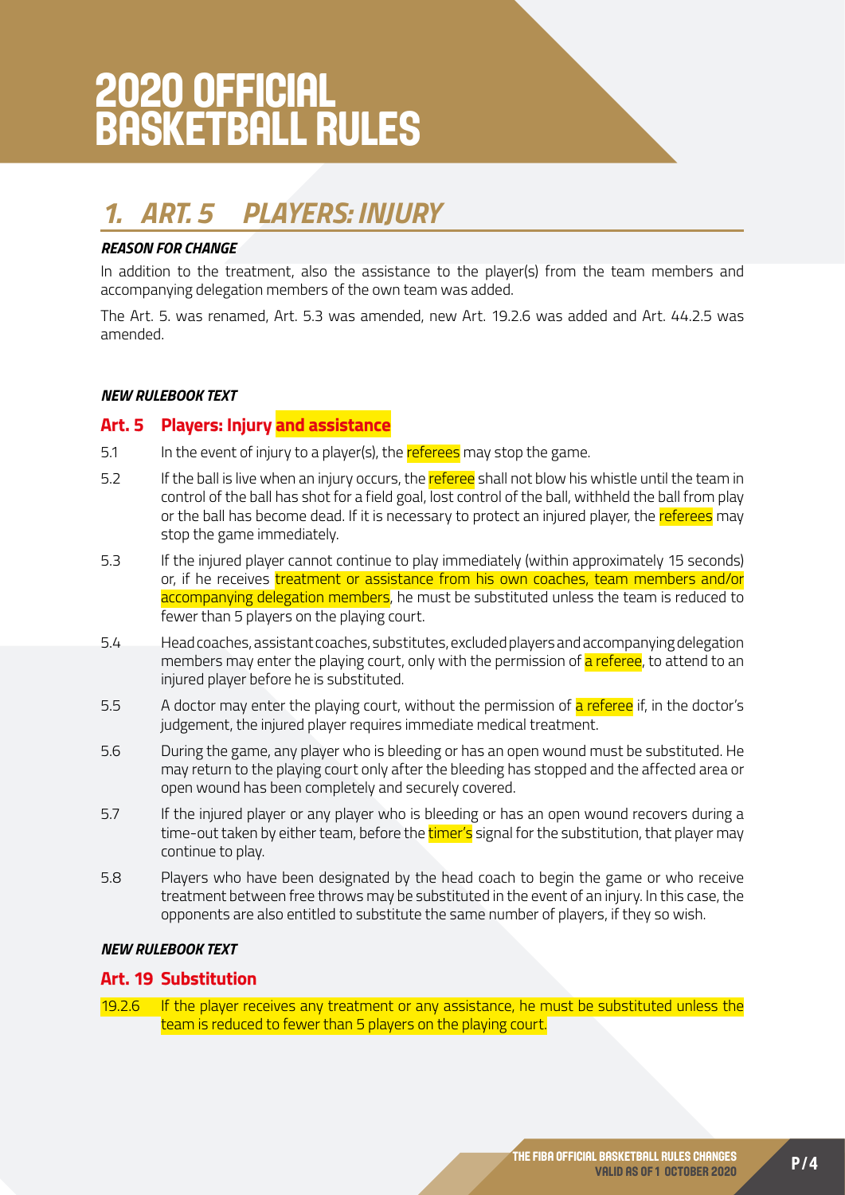# 2020 OFFICIAL BASKETBALL RULES

## *1. ART. 5 PLAYERS: INJURY*

***REASON FOR CHANGE***

In addition to the treatment, also the assistance to the player(s) from the team members and accompanying delegation members of the own team was added.

The Art. 5. was renamed, Art. 5.3 was amended, new Art. 19.2.6 was added and Art. 44.2.5 was amended.

***NEW RULEBOOK TEXT***

### Art. 5 Players: Injury and assistance

5.1 In the event of injury to a player(s), the referees may stop the game.

5.2 If the ball is live when an injury occurs, the referee shall not blow his whistle until the team in control of the ball has shot for a field goal, lost control of the ball, withheld the ball from play or the ball has become dead. If it is necessary to protect an injured player, the referees may stop the game immediately.

5.3 If the injured player cannot continue to play immediately (within approximately 15 seconds) or, if he receives treatment or assistance from his own coaches, team members and/or accompanying delegation members, he must be substituted unless the team is reduced to fewer than 5 players on the playing court.

5.4 Head coaches, assistant coaches, substitutes, excluded players and accompanying delegation members may enter the playing court, only with the permission of a referee, to attend to an injured player before he is substituted.

5.5 A doctor may enter the playing court, without the permission of a referee if, in the doctor's judgement, the injured player requires immediate medical treatment.

5.6 During the game, any player who is bleeding or has an open wound must be substituted. He may return to the playing court only after the bleeding has stopped and the affected area or open wound has been completely and securely covered.

5.7 If the injured player or any player who is bleeding or has an open wound recovers during a time-out taken by either team, before the timer's signal for the substitution, that player may continue to play.

5.8 Players who have been designated by the head coach to begin the game or who receive treatment between free throws may be substituted in the event of an injury. In this case, the opponents are also entitled to substitute the same number of players, if they so wish.

***NEW RULEBOOK TEXT***

### Art. 19 Substitution

19.2.6 If the player receives any treatment or any assistance, he must be substituted unless the team is reduced to fewer than 5 players on the playing court.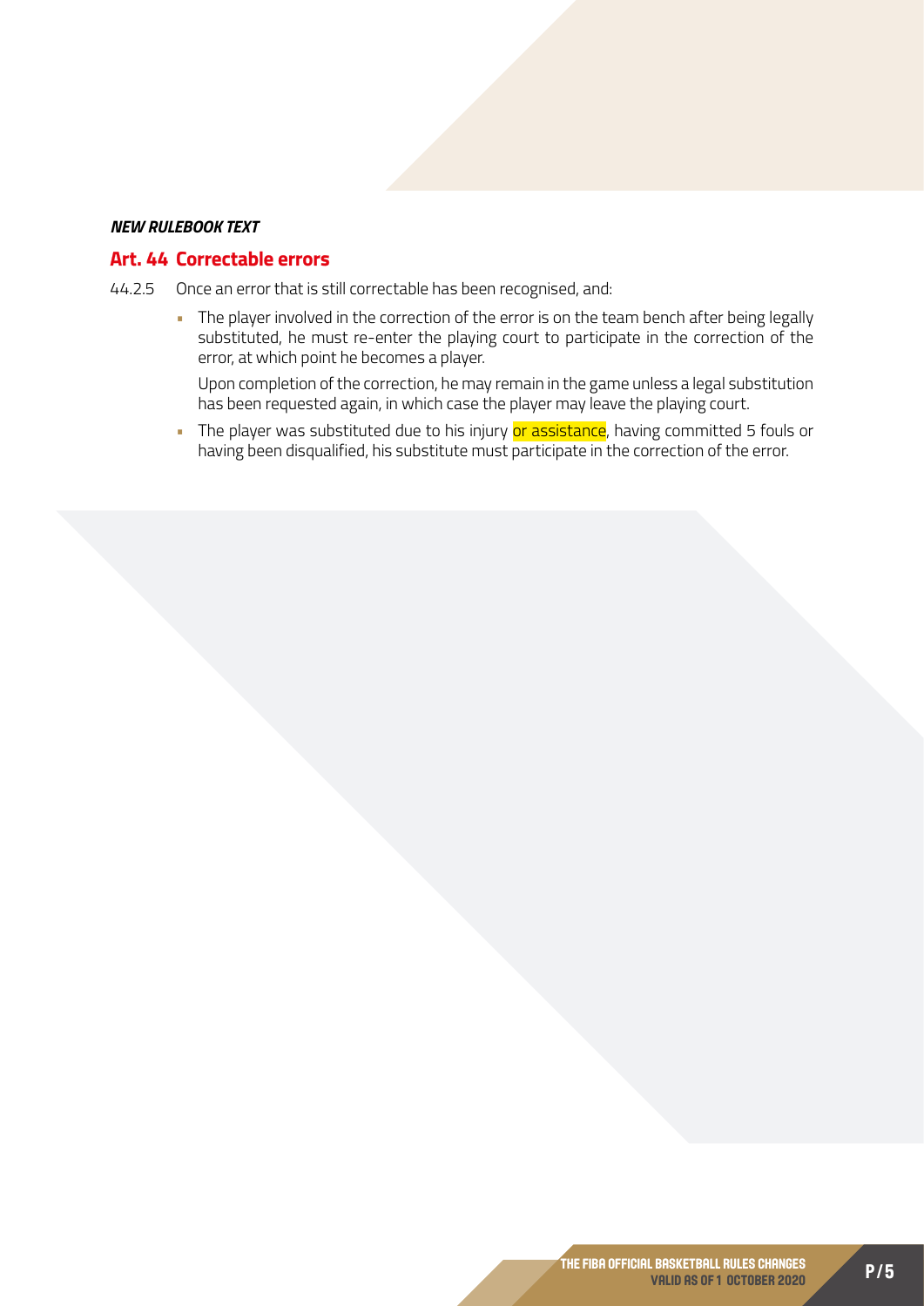***NEW RULEBOOK TEXT***

## Art. 44 Correctable errors

44.2.5 Once an error that is still correctable has been recognised, and:

- The player involved in the correction of the error is on the team bench after being legally substituted, he must re-enter the playing court to participate in the correction of the error, at which point he becomes a player.

  Upon completion of the correction, he may remain in the game unless a legal substitution has been requested again, in which case the player may leave the playing court.

- The player was substituted due to his injury or assistance, having committed 5 fouls or having been disqualified, his substitute must participate in the correction of the error.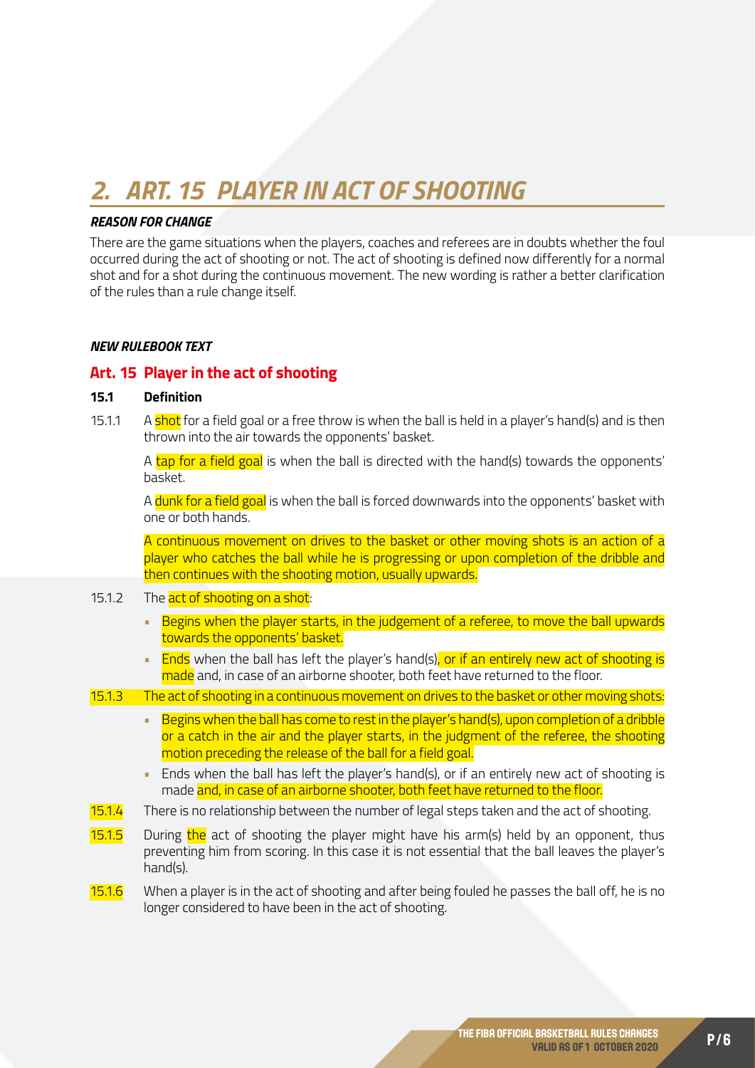# *2. ART. 15 PLAYER IN ACT OF SHOOTING*

### *REASON FOR CHANGE*

There are the game situations when the players, coaches and referees are in doubts whether the foul occurred during the act of shooting or not. The act of shooting is defined now differently for a normal shot and for a shot during the continuous movement. The new wording is rather a better clarification of the rules than a rule change itself.

### *NEW RULEBOOK TEXT*

## Art. 15 Player in the act of shooting

**15.1 Definition**

15.1.1 A shot for a field goal or a free throw is when the ball is held in a player's hand(s) and is then thrown into the air towards the opponents' basket.

A tap for a field goal is when the ball is directed with the hand(s) towards the opponents' basket.

A dunk for a field goal is when the ball is forced downwards into the opponents' basket with one or both hands.

A continuous movement on drives to the basket or other moving shots is an action of a player who catches the ball while he is progressing or upon completion of the dribble and then continues with the shooting motion, usually upwards.

15.1.2 The act of shooting on a shot:

- Begins when the player starts, in the judgement of a referee, to move the ball upwards towards the opponents' basket.
- Ends when the ball has left the player's hand(s), or if an entirely new act of shooting is made and, in case of an airborne shooter, both feet have returned to the floor.

15.1.3 The act of shooting in a continuous movement on drives to the basket or other moving shots:

- Begins when the ball has come to rest in the player's hand(s), upon completion of a dribble or a catch in the air and the player starts, in the judgment of the referee, the shooting motion preceding the release of the ball for a field goal.
- Ends when the ball has left the player's hand(s), or if an entirely new act of shooting is made and, in case of an airborne shooter, both feet have returned to the floor.

15.1.4 There is no relationship between the number of legal steps taken and the act of shooting.

15.1.5 During the act of shooting the player might have his arm(s) held by an opponent, thus preventing him from scoring. In this case it is not essential that the ball leaves the player's hand(s).

15.1.6 When a player is in the act of shooting and after being fouled he passes the ball off, he is no longer considered to have been in the act of shooting.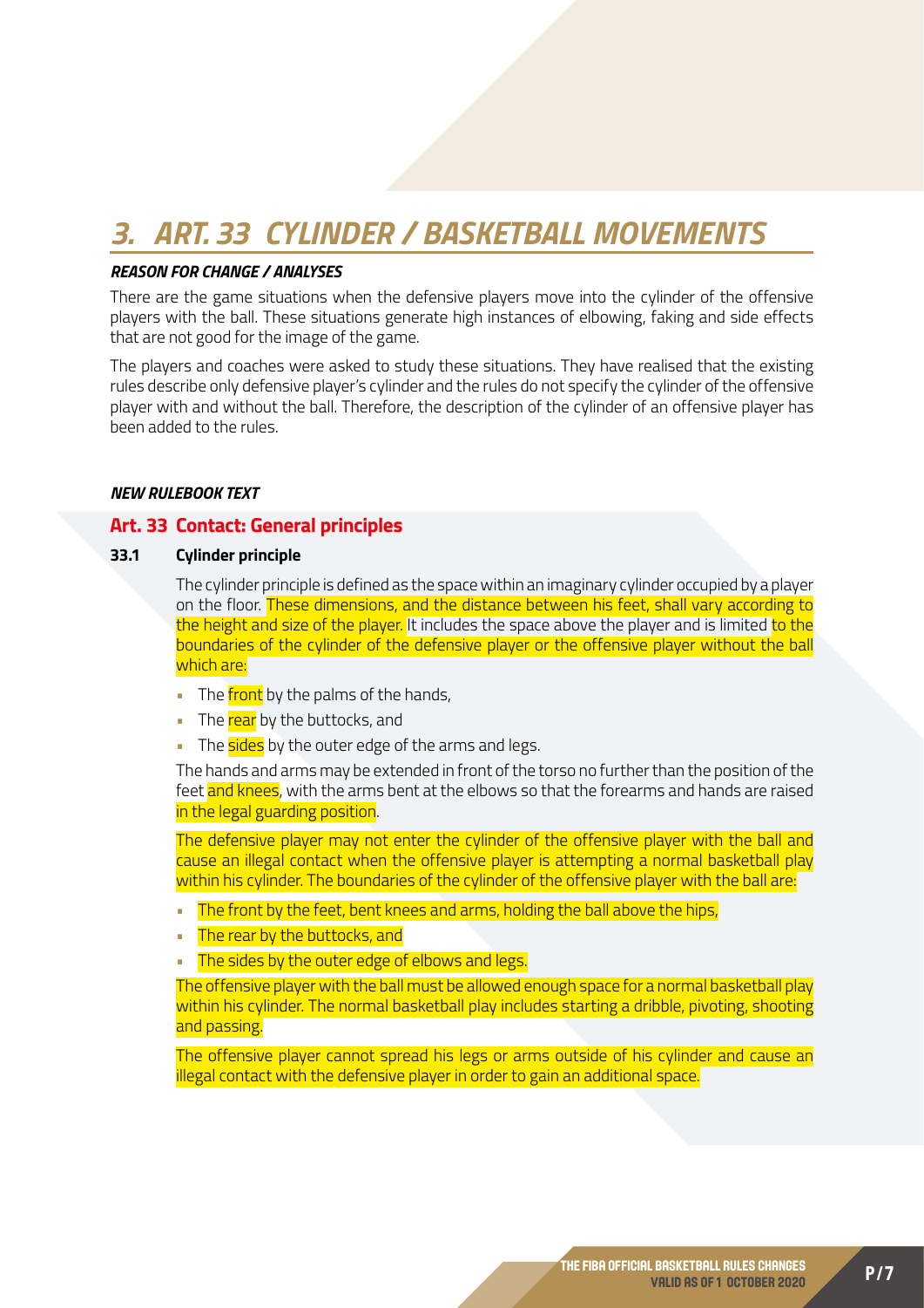# 3. ART. 33 CYLINDER / BASKETBALL MOVEMENTS

### *REASON FOR CHANGE / ANALYSES*

There are the game situations when the defensive players move into the cylinder of the offensive players with the ball. These situations generate high instances of elbowing, faking and side effects that are not good for the image of the game.

The players and coaches were asked to study these situations. They have realised that the existing rules describe only defensive player's cylinder and the rules do not specify the cylinder of the offensive player with and without the ball. Therefore, the description of the cylinder of an offensive player has been added to the rules.

### *NEW RULEBOOK TEXT*

## Art. 33 Contact: General principles

**33.1 Cylinder principle**

The cylinder principle is defined as the space within an imaginary cylinder occupied by a player on the floor. These dimensions, and the distance between his feet, shall vary according to the height and size of the player. It includes the space above the player and is limited to the boundaries of the cylinder of the defensive player or the offensive player without the ball which are:

- The front by the palms of the hands,
- The rear by the buttocks, and
- The sides by the outer edge of the arms and legs.

The hands and arms may be extended in front of the torso no further than the position of the feet and knees, with the arms bent at the elbows so that the forearms and hands are raised in the legal guarding position.

The defensive player may not enter the cylinder of the offensive player with the ball and cause an illegal contact when the offensive player is attempting a normal basketball play within his cylinder. The boundaries of the cylinder of the offensive player with the ball are:

- The front by the feet, bent knees and arms, holding the ball above the hips,
- The rear by the buttocks, and
- The sides by the outer edge of elbows and legs.

The offensive player with the ball must be allowed enough space for a normal basketball play within his cylinder. The normal basketball play includes starting a dribble, pivoting, shooting and passing.

The offensive player cannot spread his legs or arms outside of his cylinder and cause an illegal contact with the defensive player in order to gain an additional space.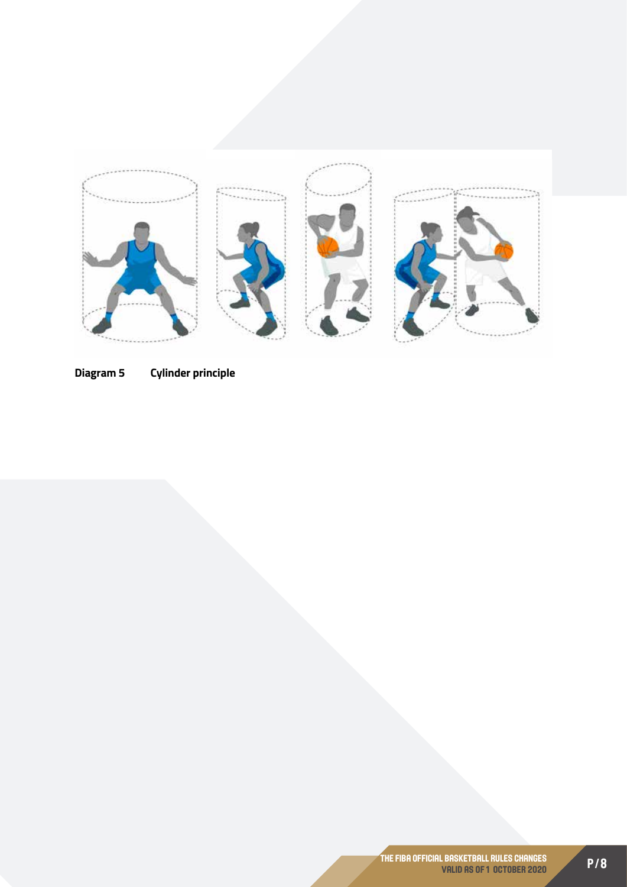**Diagram 5** Cylinder principle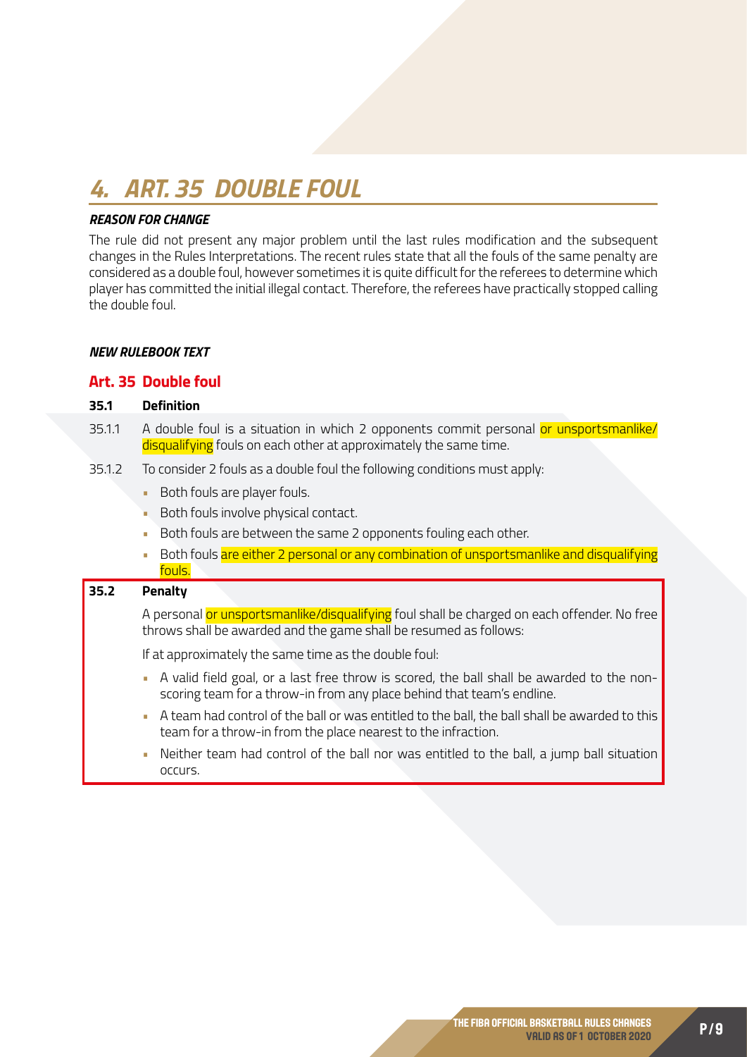# *4. ART. 35 DOUBLE FOUL*

***REASON FOR CHANGE***

The rule did not present any major problem until the last rules modification and the subsequent changes in the Rules Interpretations. The recent rules state that all the fouls of the same penalty are considered as a double foul, however sometimes it is quite difficult for the referees to determine which player has committed the initial illegal contact. Therefore, the referees have practically stopped calling the double foul.

***NEW RULEBOOK TEXT***

## Art. 35 Double foul

**35.1 Definition**

35.1.1 A double foul is a situation in which 2 opponents commit personal or unsportsmanlike/disqualifying fouls on each other at approximately the same time.

35.1.2 To consider 2 fouls as a double foul the following conditions must apply:

- Both fouls are player fouls.
- Both fouls involve physical contact.
- Both fouls are between the same 2 opponents fouling each other.
- Both fouls are either 2 personal or any combination of unsportsmanlike and disqualifying fouls.

**35.2 Penalty**

A personal or unsportsmanlike/disqualifying foul shall be charged on each offender. No free throws shall be awarded and the game shall be resumed as follows:

If at approximately the same time as the double foul:

- A valid field goal, or a last free throw is scored, the ball shall be awarded to the non-scoring team for a throw-in from any place behind that team's endline.
- A team had control of the ball or was entitled to the ball, the ball shall be awarded to this team for a throw-in from the place nearest to the infraction.
- Neither team had control of the ball nor was entitled to the ball, a jump ball situation occurs.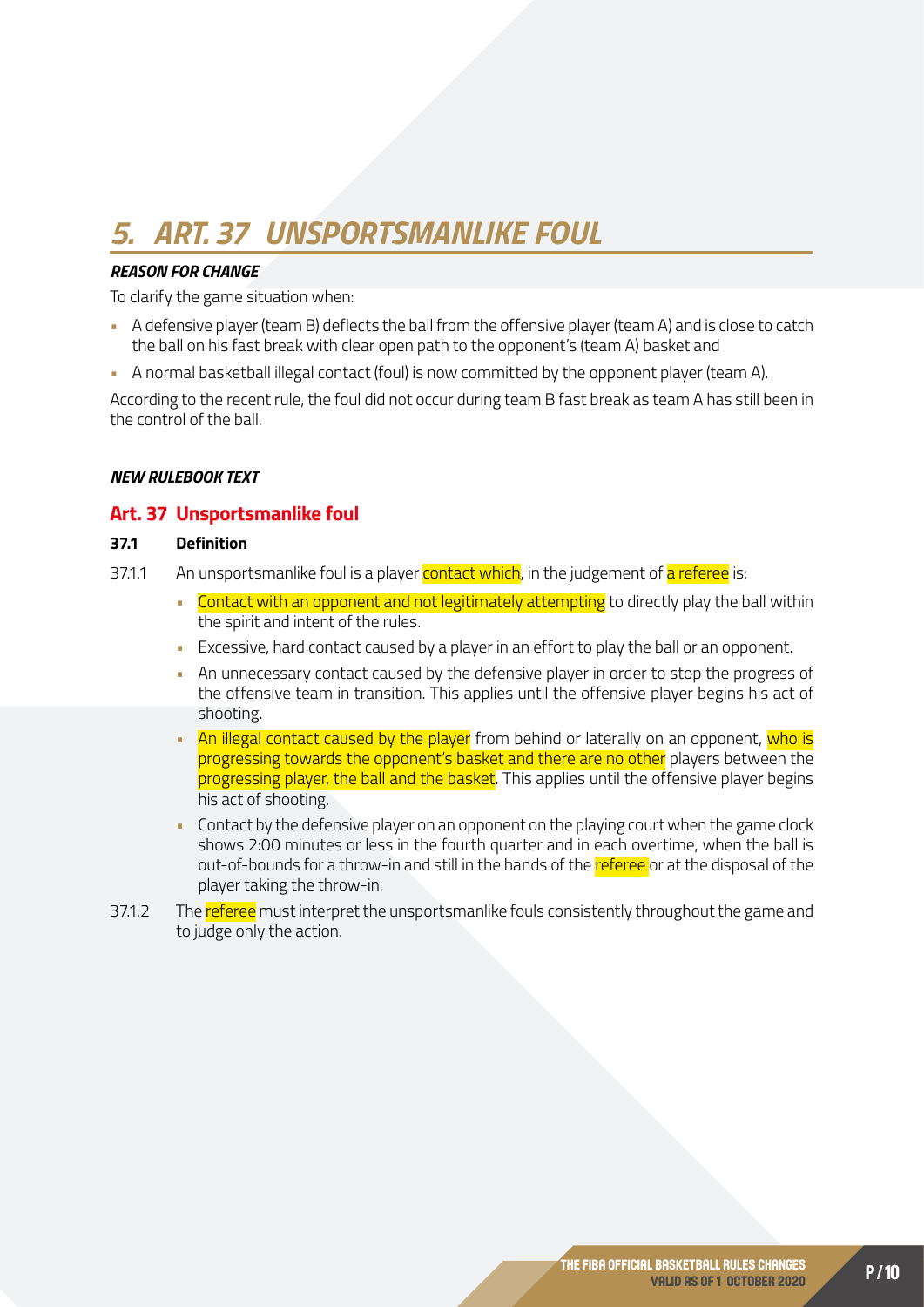# 5. ART. 37 UNSPORTSMANLIKE FOUL

***REASON FOR CHANGE***

To clarify the game situation when:

- A defensive player (team B) deflects the ball from the offensive player (team A) and is close to catch the ball on his fast break with clear open path to the opponent's (team A) basket and
- A normal basketball illegal contact (foul) is now committed by the opponent player (team A).

According to the recent rule, the foul did not occur during team B fast break as team A has still been in the control of the ball.

***NEW RULEBOOK TEXT***

## Art. 37 Unsportsmanlike foul

**37.1 Definition**

37.1.1 An unsportsmanlike foul is a player contact which, in the judgement of a referee is:

- Contact with an opponent and not legitimately attempting to directly play the ball within the spirit and intent of the rules.
- Excessive, hard contact caused by a player in an effort to play the ball or an opponent.
- An unnecessary contact caused by the defensive player in order to stop the progress of the offensive team in transition. This applies until the offensive player begins his act of shooting.
- An illegal contact caused by the player from behind or laterally on an opponent, who is progressing towards the opponent's basket and there are no other players between the progressing player, the ball and the basket. This applies until the offensive player begins his act of shooting.
- Contact by the defensive player on an opponent on the playing court when the game clock shows 2:00 minutes or less in the fourth quarter and in each overtime, when the ball is out-of-bounds for a throw-in and still in the hands of the referee or at the disposal of the player taking the throw-in.

37.1.2 The referee must interpret the unsportsmanlike fouls consistently throughout the game and to judge only the action.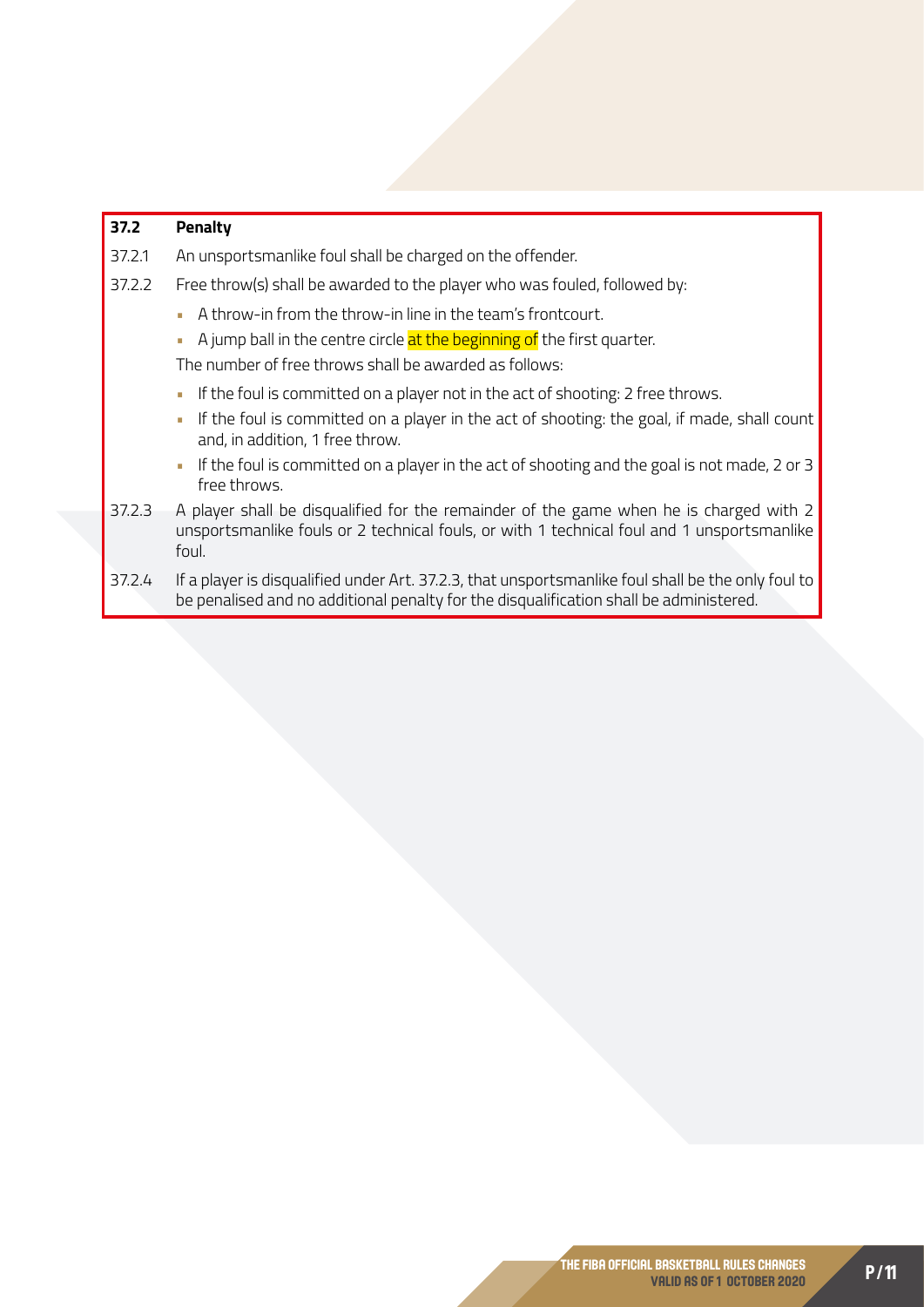**37.2 Penalty**

37.2.1 An unsportsmanlike foul shall be charged on the offender.

37.2.2 Free throw(s) shall be awarded to the player who was fouled, followed by:

- A throw-in from the throw-in line in the team's frontcourt.
- A jump ball in the centre circle at the beginning of the first quarter.

The number of free throws shall be awarded as follows:

- If the foul is committed on a player not in the act of shooting: 2 free throws.
- If the foul is committed on a player in the act of shooting: the goal, if made, shall count and, in addition, 1 free throw.
- If the foul is committed on a player in the act of shooting and the goal is not made, 2 or 3 free throws.

37.2.3 A player shall be disqualified for the remainder of the game when he is charged with 2 unsportsmanlike fouls or 2 technical fouls, or with 1 technical foul and 1 unsportsmanlike foul.

37.2.4 If a player is disqualified under Art. 37.2.3, that unsportsmanlike foul shall be the only foul to be penalised and no additional penalty for the disqualification shall be administered.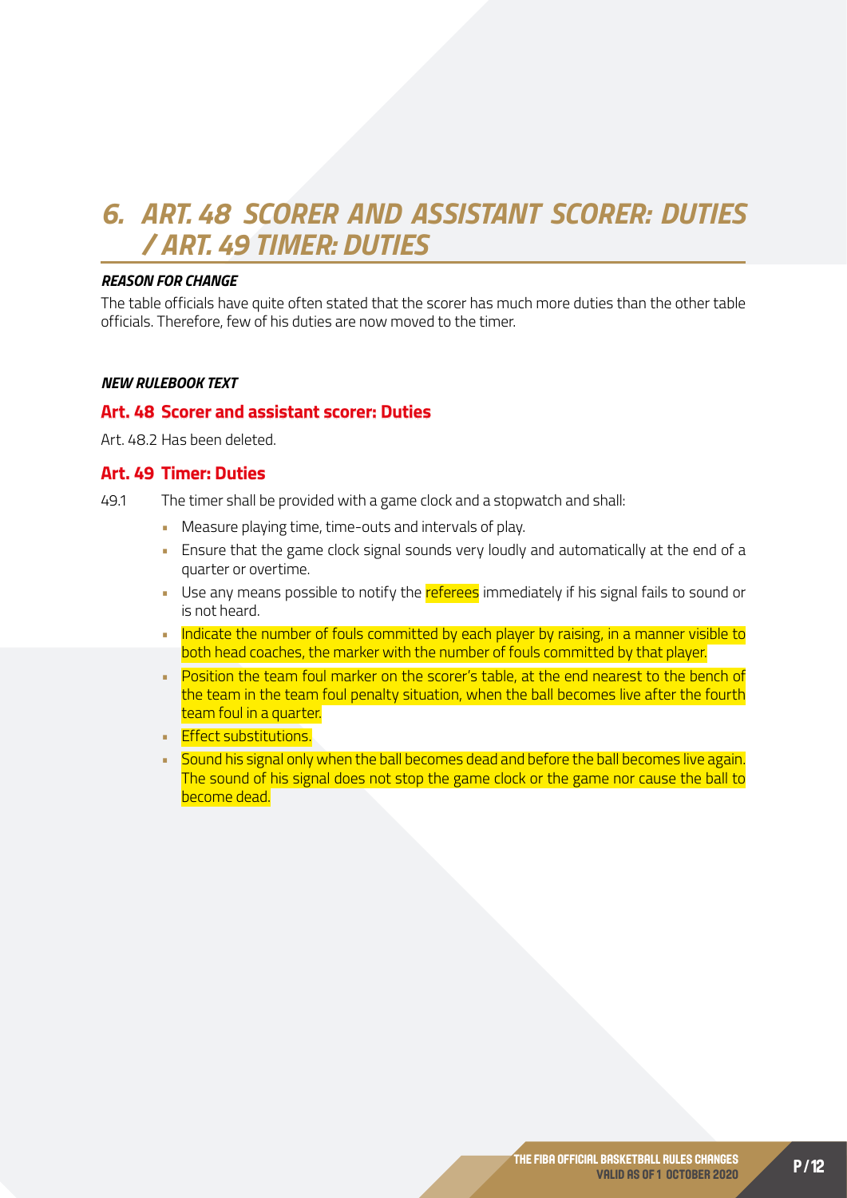# 6. ART. 48 SCORER AND ASSISTANT SCORER: DUTIES / ART. 49 TIMER: DUTIES

***REASON FOR CHANGE***

The table officials have quite often stated that the scorer has much more duties than the other table officials. Therefore, few of his duties are now moved to the timer.

***NEW RULEBOOK TEXT***

## Art. 48 Scorer and assistant scorer: Duties

Art. 48.2 Has been deleted.

## Art. 49 Timer: Duties

49.1 The timer shall be provided with a game clock and a stopwatch and shall:

- Measure playing time, time-outs and intervals of play.
- Ensure that the game clock signal sounds very loudly and automatically at the end of a quarter or overtime.
- Use any means possible to notify the referees immediately if his signal fails to sound or is not heard.
- Indicate the number of fouls committed by each player by raising, in a manner visible to both head coaches, the marker with the number of fouls committed by that player.
- Position the team foul marker on the scorer's table, at the end nearest to the bench of the team in the team foul penalty situation, when the ball becomes live after the fourth team foul in a quarter.
- Effect substitutions.
- Sound his signal only when the ball becomes dead and before the ball becomes live again. The sound of his signal does not stop the game clock or the game nor cause the ball to become dead.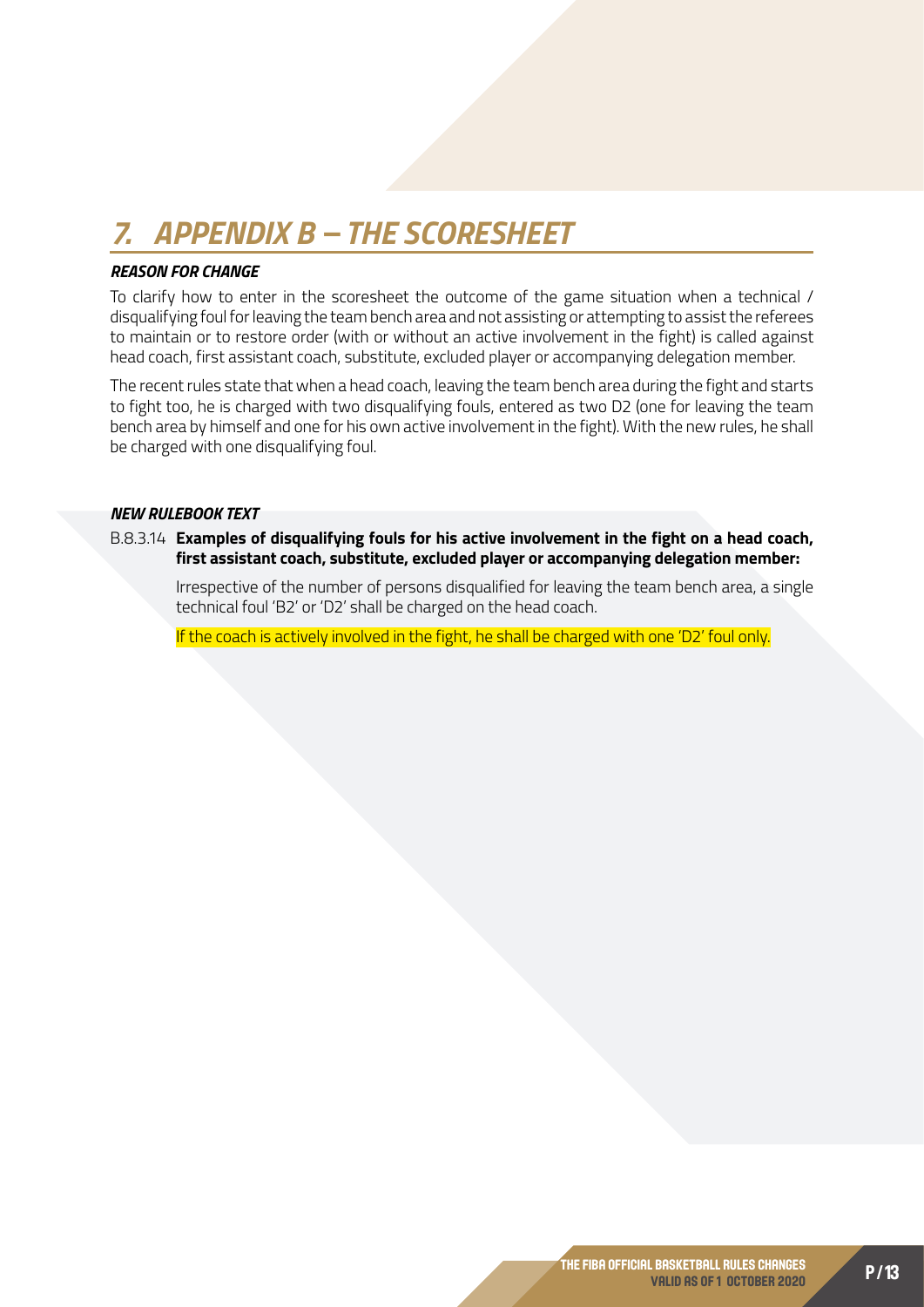# *7. APPENDIX B – THE SCORESHEET*

***REASON FOR CHANGE***

To clarify how to enter in the scoresheet the outcome of the game situation when a technical / disqualifying foul for leaving the team bench area and not assisting or attempting to assist the referees to maintain or to restore order (with or without an active involvement in the fight) is called against head coach, first assistant coach, substitute, excluded player or accompanying delegation member.

The recent rules state that when a head coach, leaving the team bench area during the fight and starts to fight too, he is charged with two disqualifying fouls, entered as two D2 (one for leaving the team bench area by himself and one for his own active involvement in the fight). With the new rules, he shall be charged with one disqualifying foul.

***NEW RULEBOOK TEXT***

B.8.3.14 **Examples of disqualifying fouls for his active involvement in the fight on a head coach, first assistant coach, substitute, excluded player or accompanying delegation member:**

Irrespective of the number of persons disqualified for leaving the team bench area, a single technical foul 'B2' or 'D2' shall be charged on the head coach.

If the coach is actively involved in the fight, he shall be charged with one 'D2' foul only.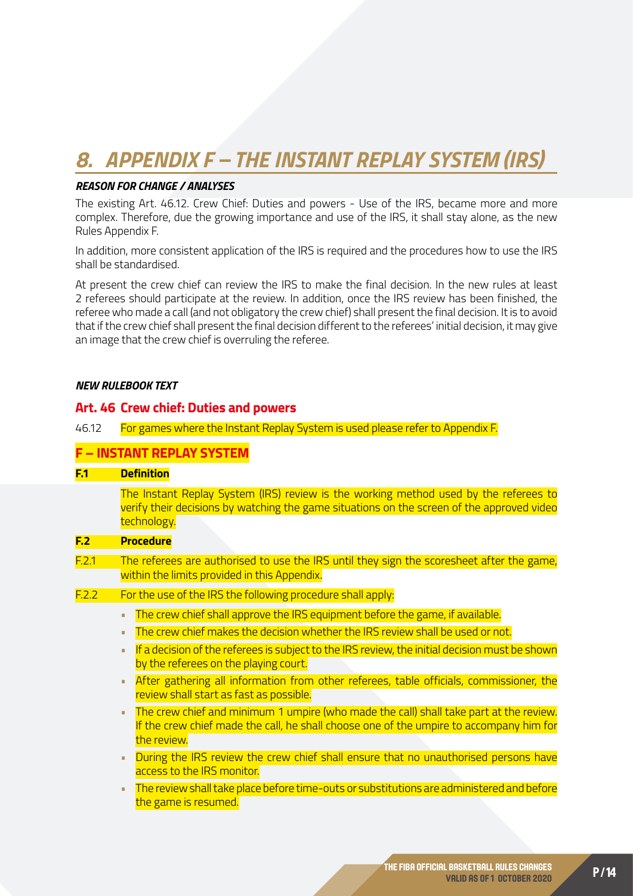# 8. APPENDIX F – THE INSTANT REPLAY SYSTEM (IRS)

***REASON FOR CHANGE / ANALYSES***

The existing Art. 46.12. Crew Chief: Duties and powers - Use of the IRS, became more and more complex. Therefore, due the growing importance and use of the IRS, it shall stay alone, as the new Rules Appendix F.

In addition, more consistent application of the IRS is required and the procedures how to use the IRS shall be standardised.

At present the crew chief can review the IRS to make the final decision. In the new rules at least 2 referees should participate at the review. In addition, once the IRS review has been finished, the referee who made a call (and not obligatory the crew chief) shall present the final decision. It is to avoid that if the crew chief shall present the final decision different to the referees' initial decision, it may give an image that the crew chief is overruling the referee.

***NEW RULEBOOK TEXT***

## Art. 46 Crew chief: Duties and powers

46.12 For games where the Instant Replay System is used please refer to Appendix F.

## F – INSTANT REPLAY SYSTEM

**F.1 Definition**

The Instant Replay System (IRS) review is the working method used by the referees to verify their decisions by watching the game situations on the screen of the approved video technology.

**F.2 Procedure**

F.2.1 The referees are authorised to use the IRS until they sign the scoresheet after the game, within the limits provided in this Appendix.

F.2.2 For the use of the IRS the following procedure shall apply:

- The crew chief shall approve the IRS equipment before the game, if available.
- The crew chief makes the decision whether the IRS review shall be used or not.
- If a decision of the referees is subject to the IRS review, the initial decision must be shown by the referees on the playing court.
- After gathering all information from other referees, table officials, commissioner, the review shall start as fast as possible.
- The crew chief and minimum 1 umpire (who made the call) shall take part at the review. If the crew chief made the call, he shall choose one of the umpire to accompany him for the review.
- During the IRS review the crew chief shall ensure that no unauthorised persons have access to the IRS monitor.
- The review shall take place before time-outs or substitutions are administered and before the game is resumed.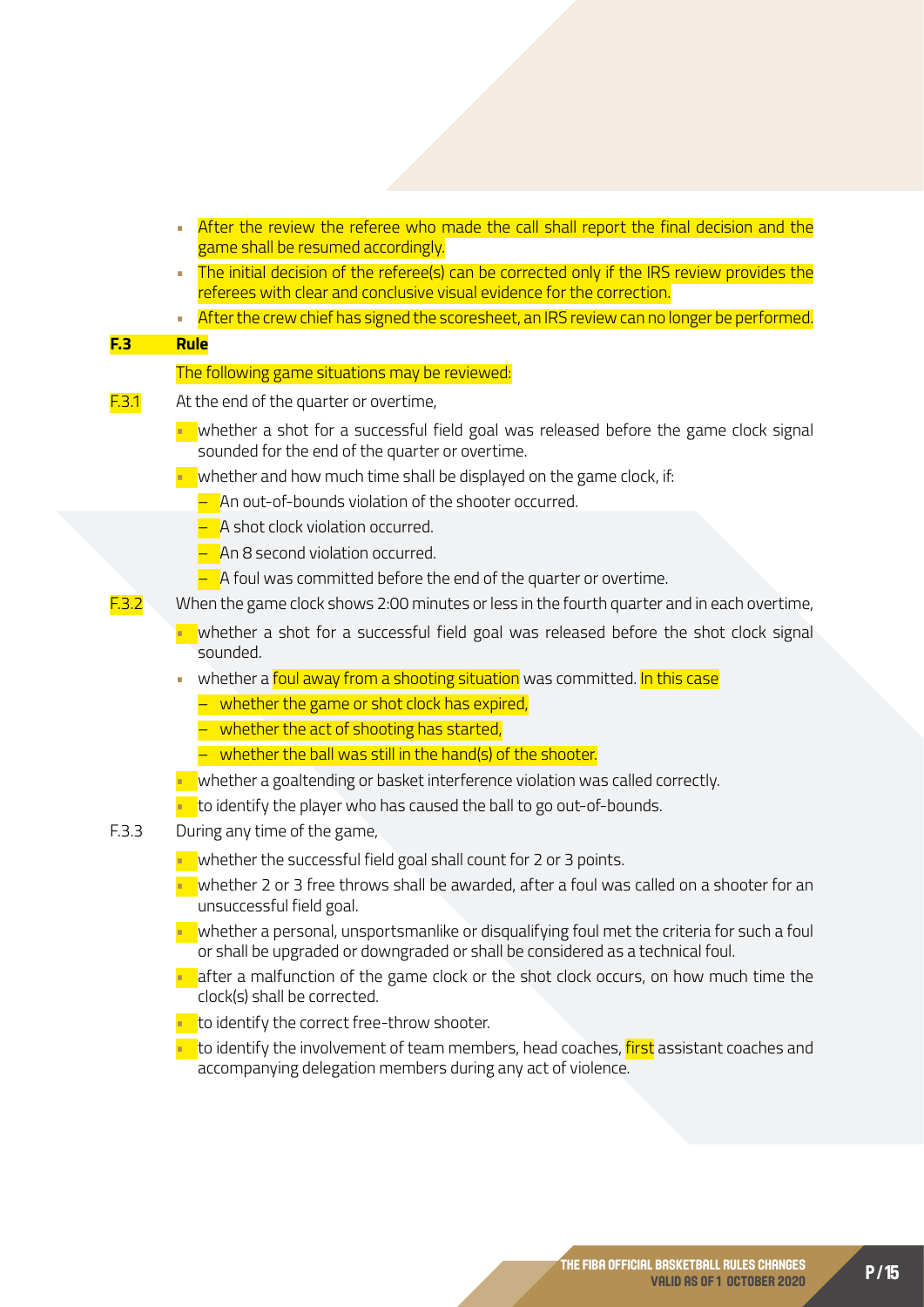- After the review the referee who made the call shall report the final decision and the game shall be resumed accordingly.
- The initial decision of the referee(s) can be corrected only if the IRS review provides the referees with clear and conclusive visual evidence for the correction.
- After the crew chief has signed the scoresheet, an IRS review can no longer be performed.

**F.3 Rule**

The following game situations may be reviewed:

F.3.1 At the end of the quarter or overtime,

- whether a shot for a successful field goal was released before the game clock signal sounded for the end of the quarter or overtime.
- whether and how much time shall be displayed on the game clock, if:
  - An out-of-bounds violation of the shooter occurred.
  - A shot clock violation occurred.
  - An 8 second violation occurred.
  - A foul was committed before the end of the quarter or overtime.

F.3.2 When the game clock shows 2:00 minutes or less in the fourth quarter and in each overtime,

- whether a shot for a successful field goal was released before the shot clock signal sounded.
- whether a foul away from a shooting situation was committed. In this case
  - whether the game or shot clock has expired,
  - whether the act of shooting has started,
  - whether the ball was still in the hand(s) of the shooter.
- whether a goaltending or basket interference violation was called correctly.
- to identify the player who has caused the ball to go out-of-bounds.

F.3.3 During any time of the game,

- whether the successful field goal shall count for 2 or 3 points.
- whether 2 or 3 free throws shall be awarded, after a foul was called on a shooter for an unsuccessful field goal.
- whether a personal, unsportsmanlike or disqualifying foul met the criteria for such a foul or shall be upgraded or downgraded or shall be considered as a technical foul.
- after a malfunction of the game clock or the shot clock occurs, on how much time the clock(s) shall be corrected.
- to identify the correct free-throw shooter.
- to identify the involvement of team members, head coaches, first assistant coaches and accompanying delegation members during any act of violence.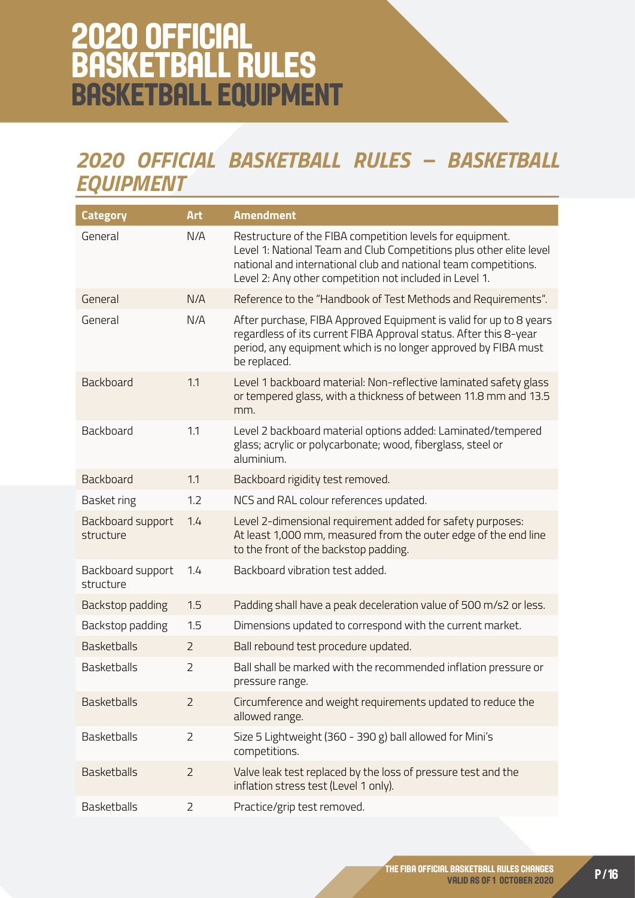# 2020 OFFICIAL BASKETBALL RULES BASKETBALL EQUIPMENT

## *2020 OFFICIAL BASKETBALL RULES – BASKETBALL EQUIPMENT*

| Category | Art | Amendment |
|---|---|---|
| General | N/A | Restructure of the FIBA competition levels for equipment.<br>Level 1: National Team and Club Competitions plus other elite level national and international club and national team competitions.<br>Level 2: Any other competition not included in Level 1. |
| General | N/A | Reference to the "Handbook of Test Methods and Requirements". |
| General | N/A | After purchase, FIBA Approved Equipment is valid for up to 8 years regardless of its current FIBA Approval status. After this 8-year period, any equipment which is no longer approved by FIBA must be replaced. |
| Backboard | 1.1 | Level 1 backboard material: Non-reflective laminated safety glass or tempered glass, with a thickness of between 11.8 mm and 13.5 mm. |
| Backboard | 1.1 | Level 2 backboard material options added: Laminated/tempered glass; acrylic or polycarbonate; wood, fiberglass, steel or aluminium. |
| Backboard | 1.1 | Backboard rigidity test removed. |
| Basket ring | 1.2 | NCS and RAL colour references updated. |
| Backboard support structure | 1.4 | Level 2-dimensional requirement added for safety purposes: At least 1,000 mm, measured from the outer edge of the end line to the front of the backstop padding. |
| Backboard support structure | 1.4 | Backboard vibration test added. |
| Backstop padding | 1.5 | Padding shall have a peak deceleration value of 500 m/s2 or less. |
| Backstop padding | 1.5 | Dimensions updated to correspond with the current market. |
| Basketballs | 2 | Ball rebound test procedure updated. |
| Basketballs | 2 | Ball shall be marked with the recommended inflation pressure or pressure range. |
| Basketballs | 2 | Circumference and weight requirements updated to reduce the allowed range. |
| Basketballs | 2 | Size 5 Lightweight (360 - 390 g) ball allowed for Mini's competitions. |
| Basketballs | 2 | Valve leak test replaced by the loss of pressure test and the inflation stress test (Level 1 only). |
| Basketballs | 2 | Practice/grip test removed. |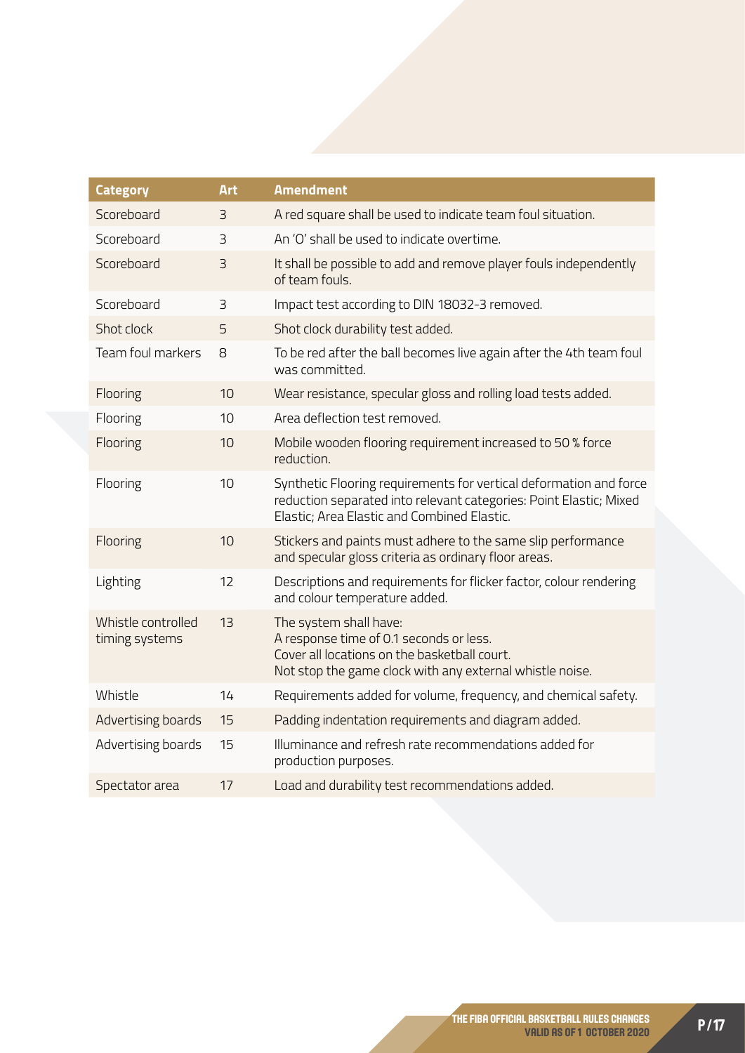| Category | Art | Amendment |
| --- | --- | --- |
| Scoreboard | 3 | A red square shall be used to indicate team foul situation. |
| Scoreboard | 3 | An 'O' shall be used to indicate overtime. |
| Scoreboard | 3 | It shall be possible to add and remove player fouls independently of team fouls. |
| Scoreboard | 3 | Impact test according to DIN 18032-3 removed. |
| Shot clock | 5 | Shot clock durability test added. |
| Team foul markers | 8 | To be red after the ball becomes live again after the 4th team foul was committed. |
| Flooring | 10 | Wear resistance, specular gloss and rolling load tests added. |
| Flooring | 10 | Area deflection test removed. |
| Flooring | 10 | Mobile wooden flooring requirement increased to 50 % force reduction. |
| Flooring | 10 | Synthetic Flooring requirements for vertical deformation and force reduction separated into relevant categories: Point Elastic; Mixed Elastic; Area Elastic and Combined Elastic. |
| Flooring | 10 | Stickers and paints must adhere to the same slip performance and specular gloss criteria as ordinary floor areas. |
| Lighting | 12 | Descriptions and requirements for flicker factor, colour rendering and colour temperature added. |
| Whistle controlled timing systems | 13 | The system shall have:<br>A response time of 0.1 seconds or less.<br>Cover all locations on the basketball court.<br>Not stop the game clock with any external whistle noise. |
| Whistle | 14 | Requirements added for volume, frequency, and chemical safety. |
| Advertising boards | 15 | Padding indentation requirements and diagram added. |
| Advertising boards | 15 | Illuminance and refresh rate recommendations added for production purposes. |
| Spectator area | 17 | Load and durability test recommendations added. |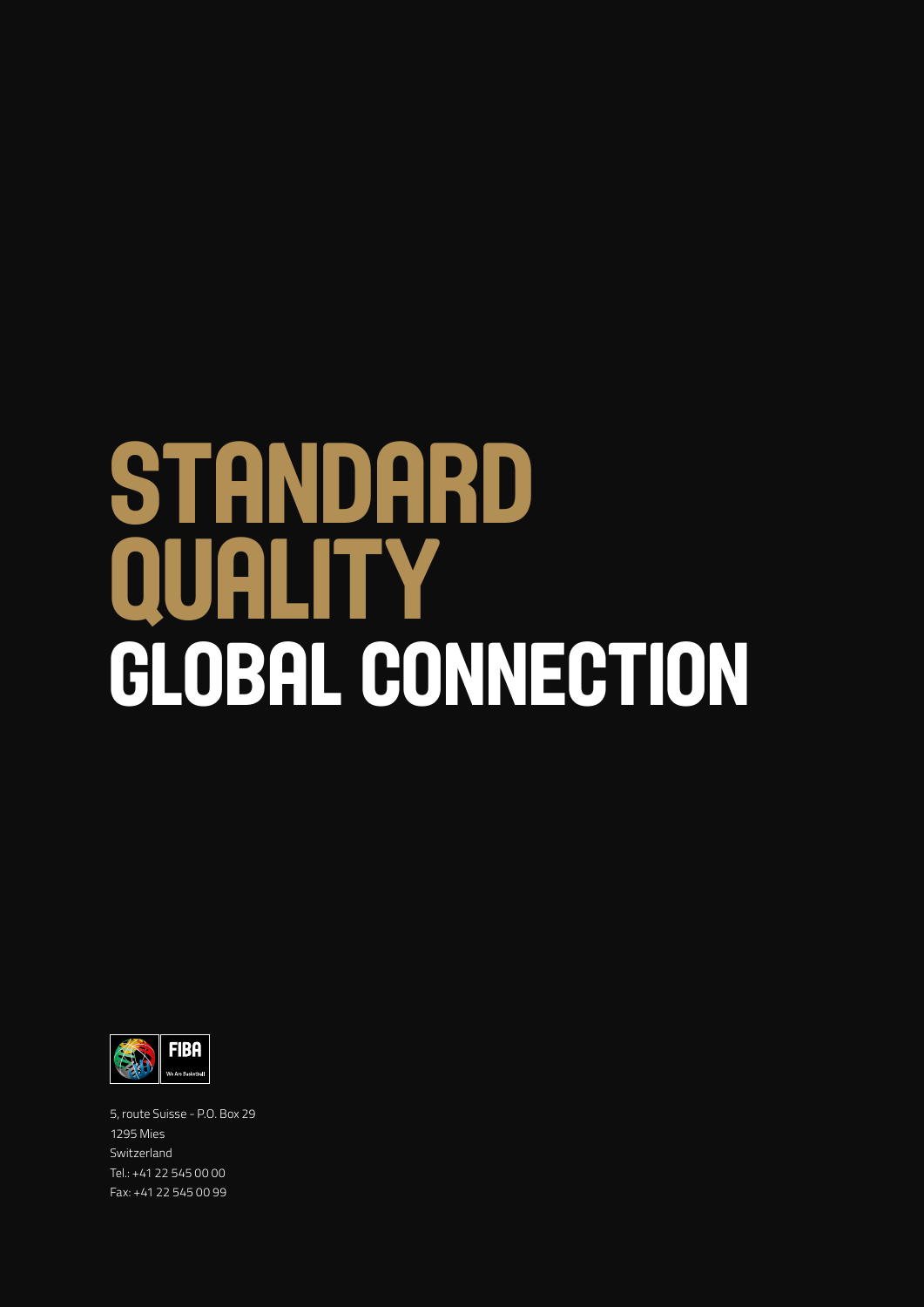# STANDARD QUALITY GLOBAL CONNECTION

FIBA

We Are Basketball

5, route Suisse - P.O. Box 29
1295 Mies
Switzerland
Tel.: +41 22 545 00 00
Fax: +41 22 545 00 99